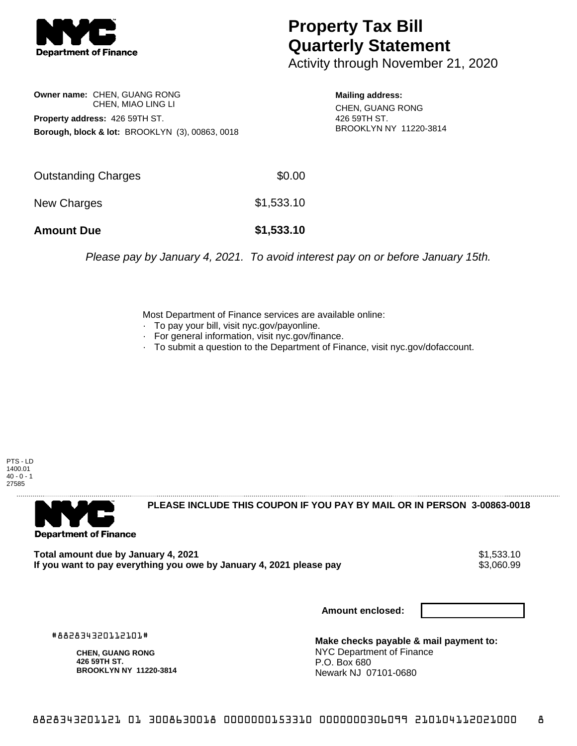# Property Tax Bill Quarterly Statement

Activity through November 21, 2020

**Owner name:** CHEN, GUANG RONG
CHEN, MIAO LING LI

**Property address:** 426 59TH ST.

**Borough, block & lot:** BROOKLYN (3), 00863, 0018

**Mailing address:**
CHEN, GUANG RONG
426 59TH ST.
BROOKLYN NY 11220-3814

| | |
|---|---|
| Outstanding Charges | $0.00 |
| New Charges | $1,533.10 |
| **Amount Due** | **$1,533.10** |

*Please pay by January 4, 2021. To avoid interest pay on or before January 15th.*

Most Department of Finance services are available online:

- To pay your bill, visit nyc.gov/payonline.
- For general information, visit nyc.gov/finance.
- To submit a question to the Department of Finance, visit nyc.gov/dofaccount.

PTS - LD
1400.01
40 - 0 - 1
27585

**PLEASE INCLUDE THIS COUPON IF YOU PAY BY MAIL OR IN PERSON 3-00863-0018**

| | |
|---|---|
| **Total amount due by January 4, 2021** | $1,533.10 |
| **If you want to pay everything you owe by January 4, 2021 please pay** | $3,060.99 |

**Amount enclosed:**

#882834320112101#

**CHEN, GUANG RONG**
**426 59TH ST.**
**BROOKLYN NY 11220-3814**

**Make checks payable & mail payment to:**
NYC Department of Finance
P.O. Box 680
Newark NJ 07101-0680

8828343201121 01 3008630018 0000000153310 0000000306099 210104112021000 8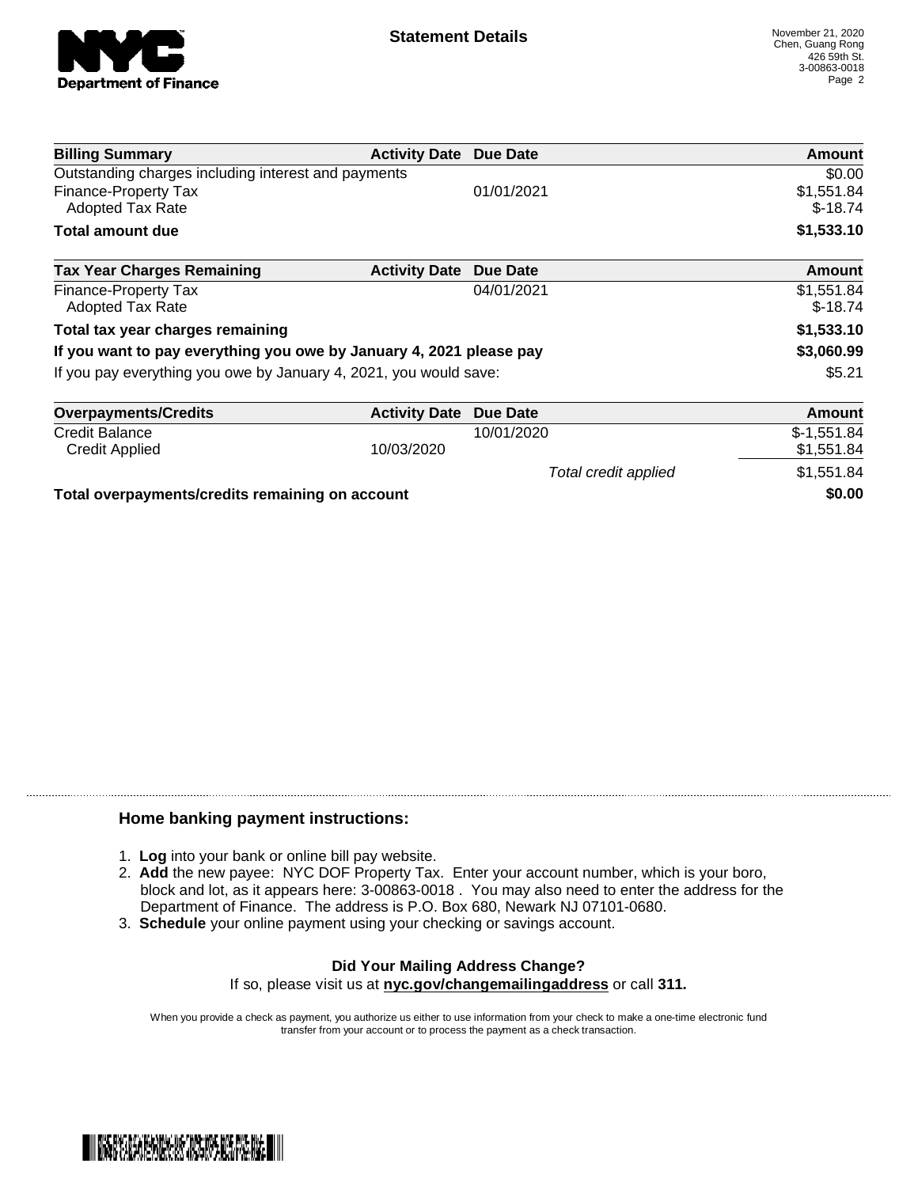# Statement Details

November 21, 2020
Chen, Guang Rong
426 59th St.
3-00863-0018

| Billing Summary | Activity Date | Due Date | Amount |
| --- | --- | --- | --- |
| Outstanding charges including interest and payments | | | $0.00 |
| Finance-Property Tax | | 01/01/2021 | $1,551.84 |
| Adopted Tax Rate | | | $-18.74 |
| **Total amount due** | | | **$1,533.10** |

| Tax Year Charges Remaining | Activity Date | Due Date | Amount |
| --- | --- | --- | --- |
| Finance-Property Tax | | 04/01/2021 | $1,551.84 |
| Adopted Tax Rate | | | $-18.74 |
| **Total tax year charges remaining** | | | **$1,533.10** |
| **If you want to pay everything you owe by January 4, 2021 please pay** | | | **$3,060.99** |
| If you pay everything you owe by January 4, 2021, you would save: | | | $5.21 |

| Overpayments/Credits | Activity Date | Due Date | Amount |
| --- | --- | --- | --- |
| Credit Balance | | 10/01/2020 | $-1,551.84 |
| Credit Applied | 10/03/2020 | | $1,551.84 |
| | | *Total credit applied* | $1,551.84 |
| **Total overpayments/credits remaining on account** | | | **$0.00** |

## Home banking payment instructions:

1. **Log** into your bank or online bill pay website.
2. **Add** the new payee: NYC DOF Property Tax. Enter your account number, which is your boro, block and lot, as it appears here: 3-00863-0018 . You may also need to enter the address for the Department of Finance. The address is P.O. Box 680, Newark NJ 07101-0680.
3. **Schedule** your online payment using your checking or savings account.

**Did Your Mailing Address Change?**

If so, please visit us at **nyc.gov/changemailingaddress** or call **311.**

When you provide a check as payment, you authorize us either to use information from your check to make a one-time electronic fund transfer from your account or to process the payment as a check transaction.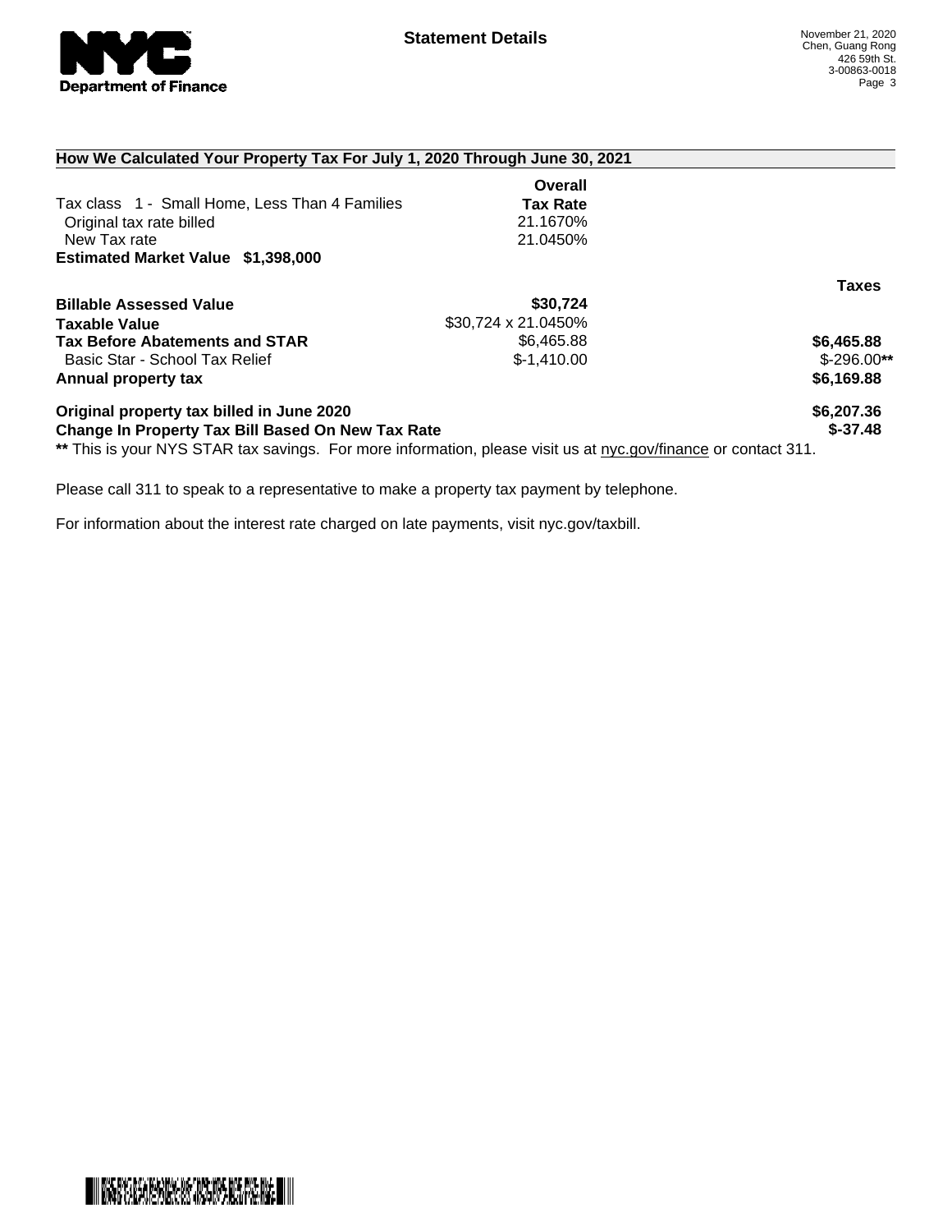**Statement Details**

November 21, 2020
Chen, Guang Rong
426 59th St.
3-00863-0018

## How We Calculated Your Property Tax For July 1, 2020 Through June 30, 2021

| | Overall Tax Rate | |
|---|---|---|
| Tax class 1 - Small Home, Less Than 4 Families | | |
| Original tax rate billed | 21.1670% | |
| New Tax rate | 21.0450% | |
| **Estimated Market Value $1,398,000** | | |
| | | **Taxes** |
| **Billable Assessed Value** | **$30,724** | |
| **Taxable Value** | $30,724 x 21.0450% | |
| **Tax Before Abatements and STAR** | $6,465.88 | **$6,465.88** |
| Basic Star - School Tax Relief | $-1,410.00 | $-296.00** |
| **Annual property tax** | | **$6,169.88** |
| **Original property tax billed in June 2020** | | **$6,207.36** |
| **Change In Property Tax Bill Based On New Tax Rate** | | **$-37.48** |

** This is your NYS STAR tax savings. For more information, please visit us at nyc.gov/finance or contact 311.

Please call 311 to speak to a representative to make a property tax payment by telephone.

For information about the interest rate charged on late payments, visit nyc.gov/taxbill.